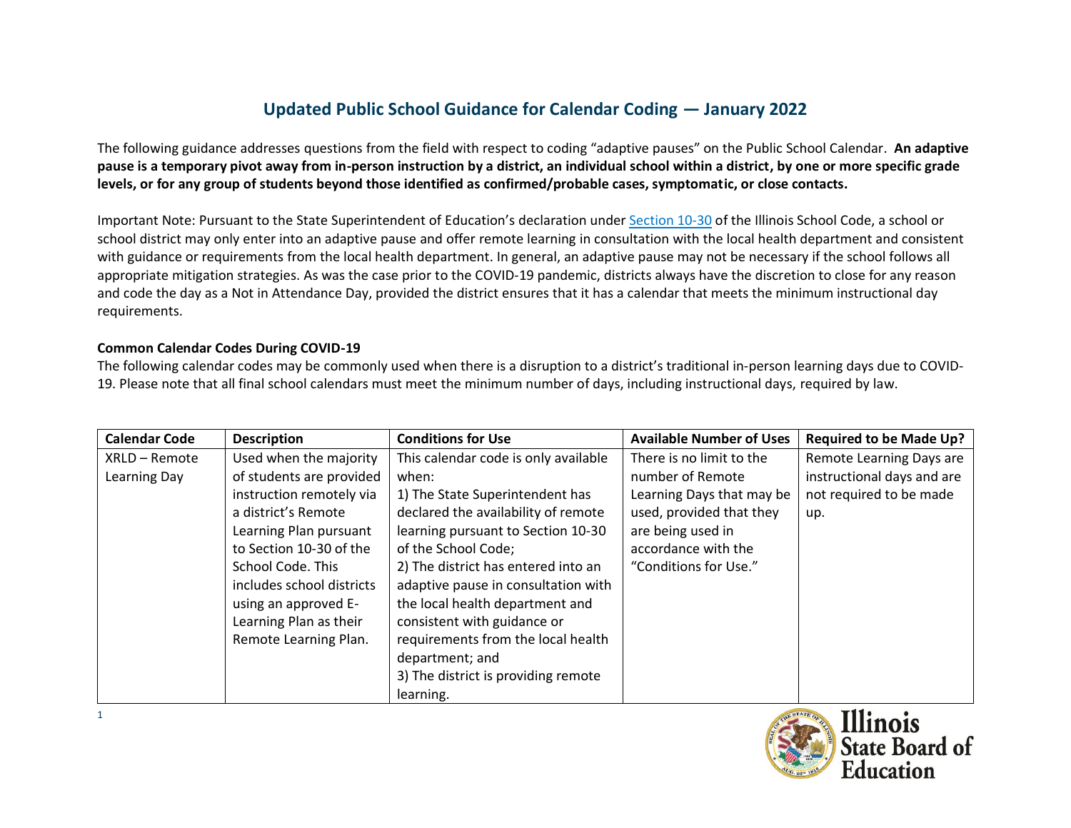# Updated Public School Guidance for Calendar Coding — January 2022

The following guidance addresses questions from the field with respect to coding "adaptive pauses" on the Public School Calendar. **An adaptive pause is a temporary pivot away from in-person instruction by a district, an individual school within a district, by one or more specific grade levels, or for any group of students beyond those identified as confirmed/probable cases, symptomatic, or close contacts.**

Important Note: Pursuant to the State Superintendent of Education's declaration under [Section 10-30](#) of the Illinois School Code, a school or school district may only enter into an adaptive pause and offer remote learning in consultation with the local health department and consistent with guidance or requirements from the local health department. In general, an adaptive pause may not be necessary if the school follows all appropriate mitigation strategies. As was the case prior to the COVID-19 pandemic, districts always have the discretion to close for any reason and code the day as a Not in Attendance Day, provided the district ensures that it has a calendar that meets the minimum instructional day requirements.

**Common Calendar Codes During COVID-19**

The following calendar codes may be commonly used when there is a disruption to a district's traditional in-person learning days due to COVID-19. Please note that all final school calendars must meet the minimum number of days, including instructional days, required by law.

| Calendar Code | Description | Conditions for Use | Available Number of Uses | Required to be Made Up? |
|---|---|---|---|---|
| XRLD – Remote Learning Day | Used when the majority of students are provided instruction remotely via a district's Remote Learning Plan pursuant to Section 10-30 of the School Code. This includes school districts using an approved E-Learning Plan as their Remote Learning Plan. | This calendar code is only available when:<br>1) The State Superintendent has declared the availability of remote learning pursuant to Section 10-30 of the School Code;<br>2) The district has entered into an adaptive pause in consultation with the local health department and consistent with guidance or requirements from the local health department; and<br>3) The district is providing remote learning. | There is no limit to the number of Remote Learning Days that may be used, provided that they are being used in accordance with the "Conditions for Use." | Remote Learning Days are instructional days and are not required to be made up. |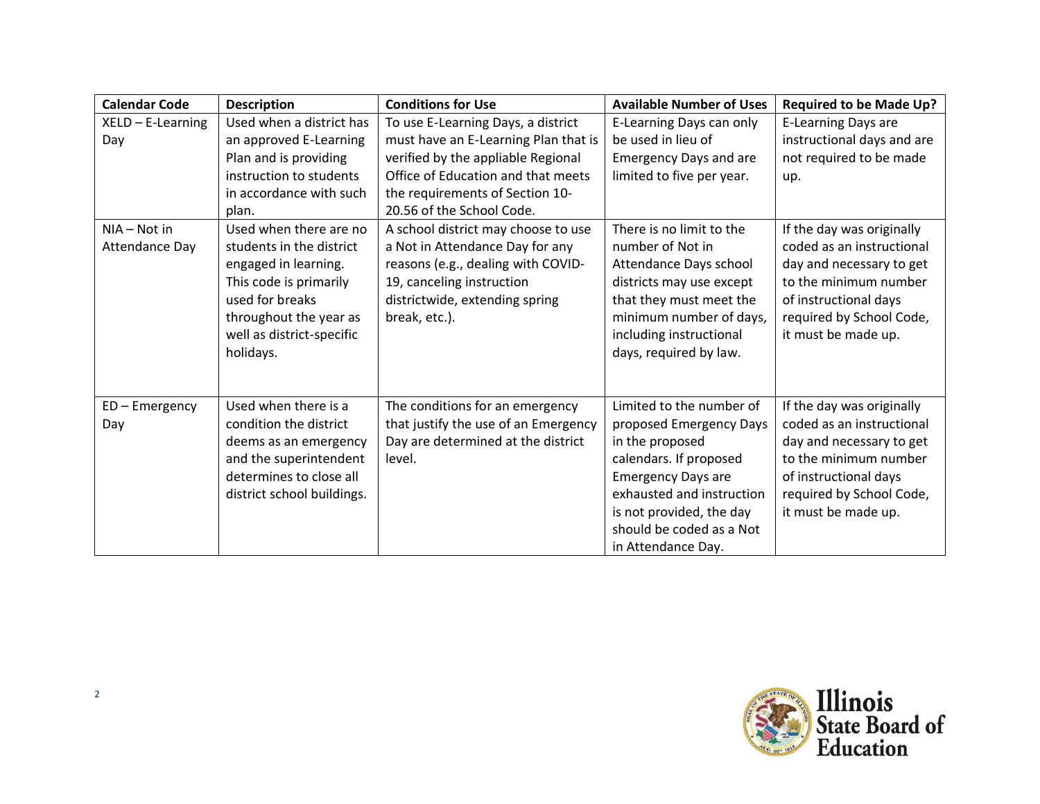| Calendar Code | Description | Conditions for Use | Available Number of Uses | Required to be Made Up? |
|---|---|---|---|---|
| XELD – E-Learning Day | Used when a district has an approved E-Learning Plan and is providing instruction to students in accordance with such plan. | To use E-Learning Days, a district must have an E-Learning Plan that is verified by the appliable Regional Office of Education and that meets the requirements of Section 10-20.56 of the School Code. | E-Learning Days can only be used in lieu of Emergency Days and are limited to five per year. | E-Learning Days are instructional days and are not required to be made up. |
| NIA – Not in Attendance Day | Used when there are no students in the district engaged in learning. This code is primarily used for breaks throughout the year as well as district-specific holidays. | A school district may choose to use a Not in Attendance Day for any reasons (e.g., dealing with COVID-19, canceling instruction districtwide, extending spring break, etc.). | There is no limit to the number of Not in Attendance Days school districts may use except that they must meet the minimum number of days, including instructional days, required by law. | If the day was originally coded as an instructional day and necessary to get to the minimum number of instructional days required by School Code, it must be made up. |
| ED – Emergency Day | Used when there is a condition the district deems as an emergency and the superintendent determines to close all district school buildings. | The conditions for an emergency that justify the use of an Emergency Day are determined at the district level. | Limited to the number of proposed Emergency Days in the proposed calendars. If proposed Emergency Days are exhausted and instruction is not provided, the day should be coded as a Not in Attendance Day. | If the day was originally coded as an instructional day and necessary to get to the minimum number of instructional days required by School Code, it must be made up. |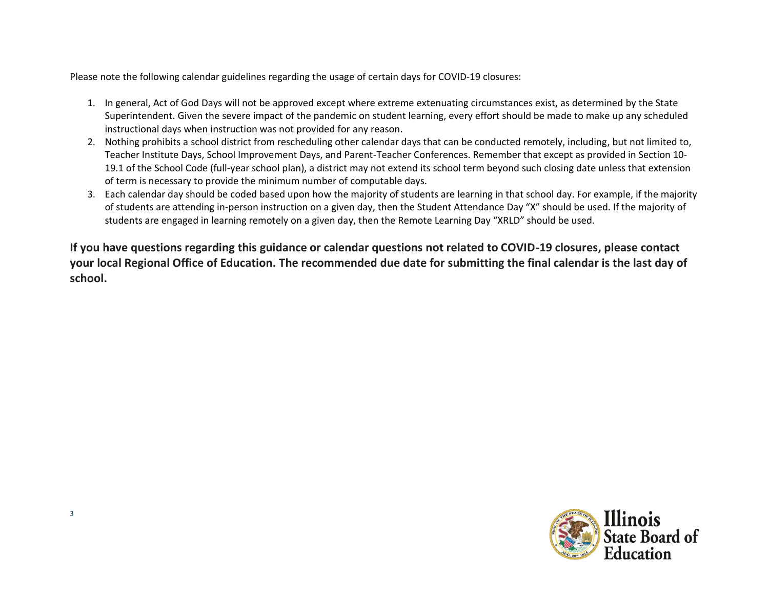Please note the following calendar guidelines regarding the usage of certain days for COVID-19 closures:

1. In general, Act of God Days will not be approved except where extreme extenuating circumstances exist, as determined by the State Superintendent. Given the severe impact of the pandemic on student learning, every effort should be made to make up any scheduled instructional days when instruction was not provided for any reason.
2. Nothing prohibits a school district from rescheduling other calendar days that can be conducted remotely, including, but not limited to, Teacher Institute Days, School Improvement Days, and Parent-Teacher Conferences. Remember that except as provided in Section 10-19.1 of the School Code (full-year school plan), a district may not extend its school term beyond such closing date unless that extension of term is necessary to provide the minimum number of computable days.
3. Each calendar day should be coded based upon how the majority of students are learning in that school day. For example, if the majority of students are attending in-person instruction on a given day, then the Student Attendance Day "X" should be used. If the majority of students are engaged in learning remotely on a given day, then the Remote Learning Day "XRLD" should be used.

**If you have questions regarding this guidance or calendar questions not related to COVID-19 closures, please contact your local Regional Office of Education. The recommended due date for submitting the final calendar is the last day of school.**